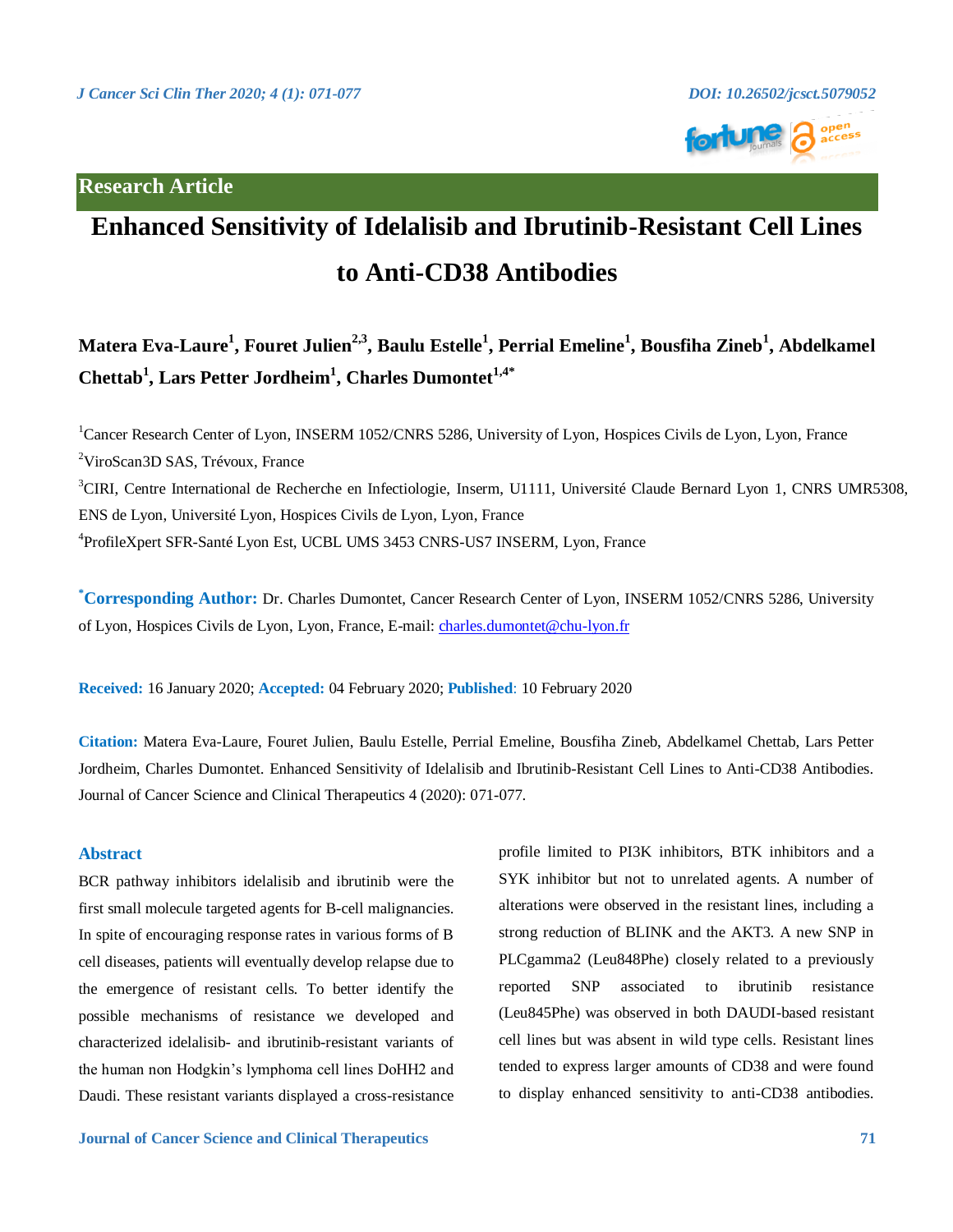Research Article

# Enhanced Sensitivity of Idelalisib and Ibrutinib-Resistant Cell Lines to Anti-CD38 Antibodies

**Matera Eva-Laure[1], Fouret Julien[2,3], Baulu Estelle[1], Perrial Emeline[1], Bousfiha Zineb[1], Abdelkamel Chettab[1], Lars Petter Jordheim[1], Charles Dumontet[1,4*]**

[1]Cancer Research Center of Lyon, INSERM 1052/CNRS 5286, University of Lyon, Hospices Civils de Lyon, Lyon, France

[2]ViroScan3D SAS, Trévoux, France

[3]CIRI, Centre International de Recherche en Infectiologie, Inserm, U1111, Université Claude Bernard Lyon 1, CNRS UMR5308, ENS de Lyon, Université Lyon, Hospices Civils de Lyon, Lyon, France

[4]ProfileXpert SFR-Santé Lyon Est, UCBL UMS 3453 CNRS-US7 INSERM, Lyon, France

[*]**Corresponding Author:** Dr. Charles Dumontet, Cancer Research Center of Lyon, INSERM 1052/CNRS 5286, University of Lyon, Hospices Civils de Lyon, Lyon, France, E-mail: charles.dumontet@chu-lyon.fr

**Received:** 16 January 2020; **Accepted:** 04 February 2020; **Published**: 10 February 2020

**Citation:** Matera Eva-Laure, Fouret Julien, Baulu Estelle, Perrial Emeline, Bousfiha Zineb, Abdelkamel Chettab, Lars Petter Jordheim, Charles Dumontet. Enhanced Sensitivity of Idelalisib and Ibrutinib-Resistant Cell Lines to Anti-CD38 Antibodies. Journal of Cancer Science and Clinical Therapeutics 4 (2020): 071-077.

## Abstract

BCR pathway inhibitors idelalisib and ibrutinib were the first small molecule targeted agents for B-cell malignancies. In spite of encouraging response rates in various forms of B cell diseases, patients will eventually develop relapse due to the emergence of resistant cells. To better identify the possible mechanisms of resistance we developed and characterized idelalisib- and ibrutinib-resistant variants of the human non Hodgkin's lymphoma cell lines DoHH2 and Daudi. These resistant variants displayed a cross-resistance profile limited to PI3K inhibitors, BTK inhibitors and a SYK inhibitor but not to unrelated agents. A number of alterations were observed in the resistant lines, including a strong reduction of BLINK and the AKT3. A new SNP in PLCgamma2 (Leu848Phe) closely related to a previously reported SNP associated to ibrutinib resistance (Leu845Phe) was observed in both DAUDI-based resistant cell lines but was absent in wild type cells. Resistant lines tended to express larger amounts of CD38 and were found to display enhanced sensitivity to anti-CD38 antibodies.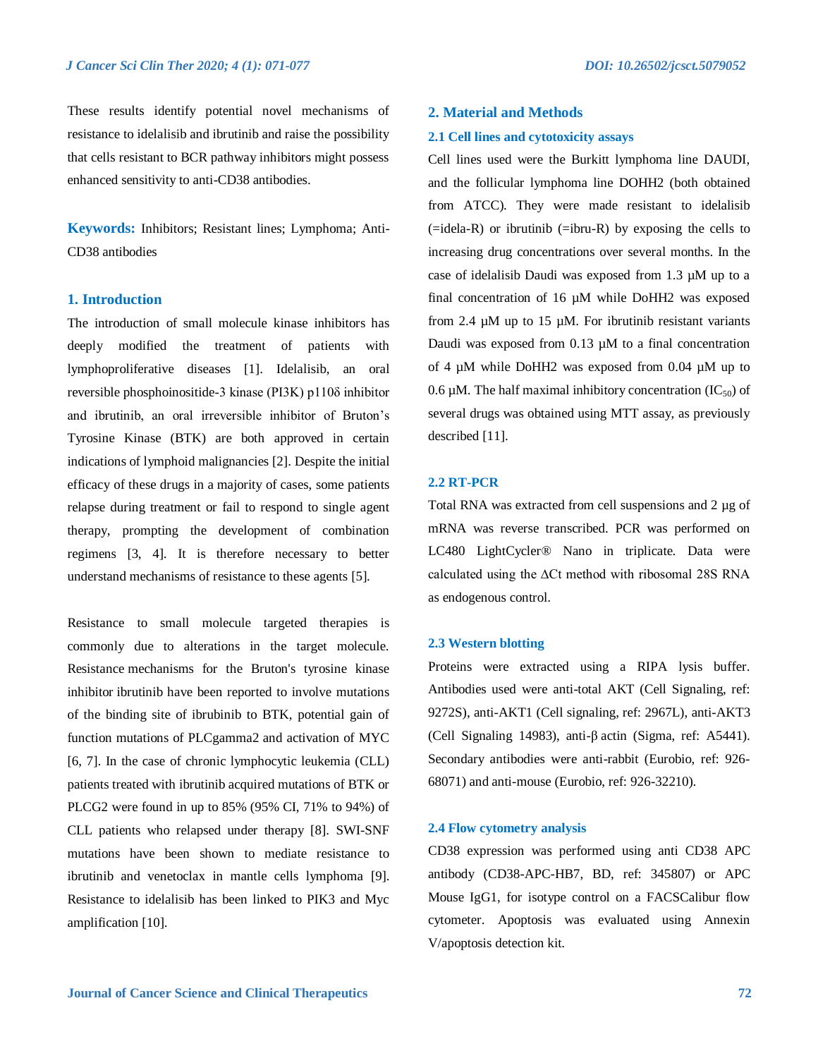These results identify potential novel mechanisms of resistance to idelalisib and ibrutinib and raise the possibility that cells resistant to BCR pathway inhibitors might possess enhanced sensitivity to anti-CD38 antibodies.

**Keywords:** Inhibitors; Resistant lines; Lymphoma; Anti-CD38 antibodies

## 1. Introduction

The introduction of small molecule kinase inhibitors has deeply modified the treatment of patients with lymphoproliferative diseases [1]. Idelalisib, an oral reversible phosphoinositide-3 kinase (PI3K) p110δ inhibitor and ibrutinib, an oral irreversible inhibitor of Bruton's Tyrosine Kinase (BTK) are both approved in certain indications of lymphoid malignancies [2]. Despite the initial efficacy of these drugs in a majority of cases, some patients relapse during treatment or fail to respond to single agent therapy, prompting the development of combination regimens [3, 4]. It is therefore necessary to better understand mechanisms of resistance to these agents [5].

Resistance to small molecule targeted therapies is commonly due to alterations in the target molecule. Resistance mechanisms for the Bruton's tyrosine kinase inhibitor ibrutinib have been reported to involve mutations of the binding site of ibrubinib to BTK, potential gain of function mutations of PLCgamma2 and activation of MYC [6, 7]. In the case of chronic lymphocytic leukemia (CLL) patients treated with ibrutinib acquired mutations of BTK or PLCG2 were found in up to 85% (95% CI, 71% to 94%) of CLL patients who relapsed under therapy [8]. SWI-SNF mutations have been shown to mediate resistance to ibrutinib and venetoclax in mantle cells lymphoma [9]. Resistance to idelalisib has been linked to PIK3 and Myc amplification [10].

## 2. Material and Methods

### 2.1 Cell lines and cytotoxicity assays

Cell lines used were the Burkitt lymphoma line DAUDI, and the follicular lymphoma line DOHH2 (both obtained from ATCC). They were made resistant to idelalisib (=idela-R) or ibrutinib (=ibru-R) by exposing the cells to increasing drug concentrations over several months. In the case of idelalisib Daudi was exposed from 1.3 µM up to a final concentration of 16 µM while DoHH2 was exposed from 2.4 µM up to 15 µM. For ibrutinib resistant variants Daudi was exposed from 0.13 µM to a final concentration of 4 µM while DoHH2 was exposed from 0.04 µM up to 0.6 µM. The half maximal inhibitory concentration ($IC_{50}$) of several drugs was obtained using MTT assay, as previously described [11].

### 2.2 RT-PCR

Total RNA was extracted from cell suspensions and 2 µg of mRNA was reverse transcribed. PCR was performed on LC480 LightCycler® Nano in triplicate. Data were calculated using the ΔCt method with ribosomal 28S RNA as endogenous control.

### 2.3 Western blotting

Proteins were extracted using a RIPA lysis buffer. Antibodies used were anti-total AKT (Cell Signaling, ref: 9272S), anti-AKT1 (Cell signaling, ref: 2967L), anti-AKT3 (Cell Signaling 14983), anti-β actin (Sigma, ref: A5441). Secondary antibodies were anti-rabbit (Eurobio, ref: 926-68071) and anti-mouse (Eurobio, ref: 926-32210).

### 2.4 Flow cytometry analysis

CD38 expression was performed using anti CD38 APC antibody (CD38-APC-HB7, BD, ref: 345807) or APC Mouse IgG1, for isotype control on a FACSCalibur flow cytometer. Apoptosis was evaluated using Annexin V/apoptosis detection kit.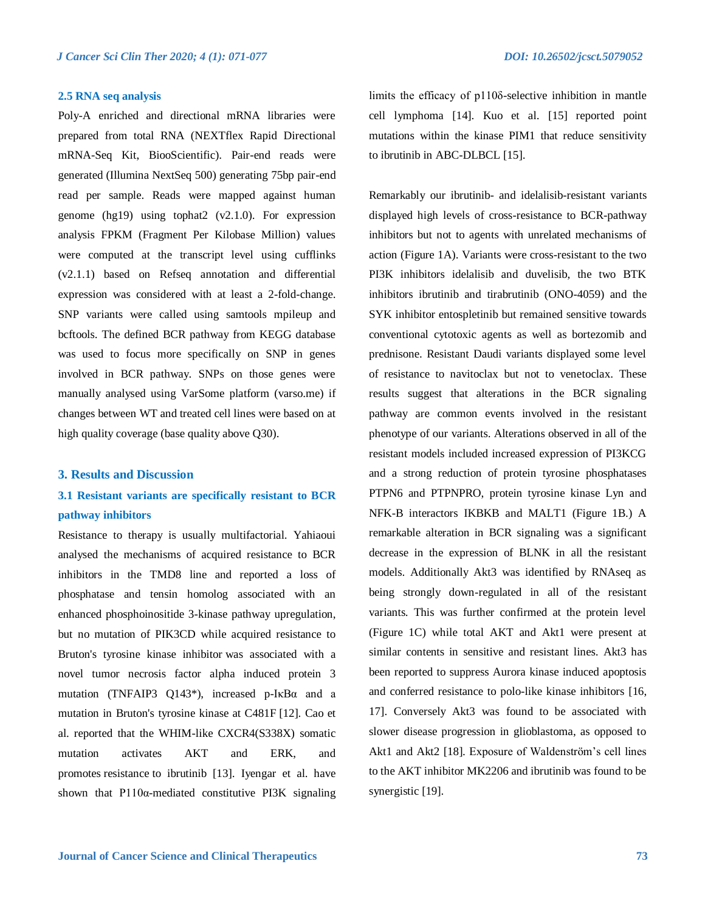### 2.5 RNA seq analysis

Poly-A enriched and directional mRNA libraries were prepared from total RNA (NEXTflex Rapid Directional mRNA-Seq Kit, BiooScientific). Pair-end reads were generated (Illumina NextSeq 500) generating 75bp pair-end read per sample. Reads were mapped against human genome (hg19) using tophat2 (v2.1.0). For expression analysis FPKM (Fragment Per Kilobase Million) values were computed at the transcript level using cufflinks (v2.1.1) based on Refseq annotation and differential expression was considered with at least a 2-fold-change. SNP variants were called using samtools mpileup and bcftools. The defined BCR pathway from KEGG database was used to focus more specifically on SNP in genes involved in BCR pathway. SNPs on those genes were manually analysed using VarSome platform (varso.me) if changes between WT and treated cell lines were based on at high quality coverage (base quality above Q30).

## 3. Results and Discussion

### 3.1 Resistant variants are specifically resistant to BCR pathway inhibitors

Resistance to therapy is usually multifactorial. Yahiaoui analysed the mechanisms of acquired resistance to BCR inhibitors in the TMD8 line and reported a loss of phosphatase and tensin homolog associated with an enhanced phosphoinositide 3-kinase pathway upregulation, but no mutation of PIK3CD while acquired resistance to Bruton's tyrosine kinase inhibitor was associated with a novel tumor necrosis factor alpha induced protein 3 mutation (TNFAIP3 Q143*), increased p-IκBα and a mutation in Bruton's tyrosine kinase at C481F [12]. Cao et al. reported that the WHIM-like CXCR4(S338X) somatic mutation activates AKT and ERK, and promotes resistance to ibrutinib [13]. Iyengar et al. have shown that P110α-mediated constitutive PI3K signaling limits the efficacy of p110δ-selective inhibition in mantle cell lymphoma [14]. Kuo et al. [15] reported point mutations within the kinase PIM1 that reduce sensitivity to ibrutinib in ABC-DLBCL [15].

Remarkably our ibrutinib- and idelalisib-resistant variants displayed high levels of cross-resistance to BCR-pathway inhibitors but not to agents with unrelated mechanisms of action (Figure 1A). Variants were cross-resistant to the two PI3K inhibitors idelalisib and duvelisib, the two BTK inhibitors ibrutinib and tirabrutinib (ONO-4059) and the SYK inhibitor entospletinib but remained sensitive towards conventional cytotoxic agents as well as bortezomib and prednisone. Resistant Daudi variants displayed some level of resistance to navitoclax but not to venetoclax. These results suggest that alterations in the BCR signaling pathway are common events involved in the resistant phenotype of our variants. Alterations observed in all of the resistant models included increased expression of PI3KCG and a strong reduction of protein tyrosine phosphatases PTPN6 and PTPNPRO, protein tyrosine kinase Lyn and NFK-B interactors IKBKB and MALT1 (Figure 1B.) A remarkable alteration in BCR signaling was a significant decrease in the expression of BLNK in all the resistant models. Additionally Akt3 was identified by RNAseq as being strongly down-regulated in all of the resistant variants. This was further confirmed at the protein level (Figure 1C) while total AKT and Akt1 were present at similar contents in sensitive and resistant lines. Akt3 has been reported to suppress Aurora kinase induced apoptosis and conferred resistance to polo-like kinase inhibitors [16, 17]. Conversely Akt3 was found to be associated with slower disease progression in glioblastoma, as opposed to Akt1 and Akt2 [18]. Exposure of Waldenström's cell lines to the AKT inhibitor MK2206 and ibrutinib was found to be synergistic [19].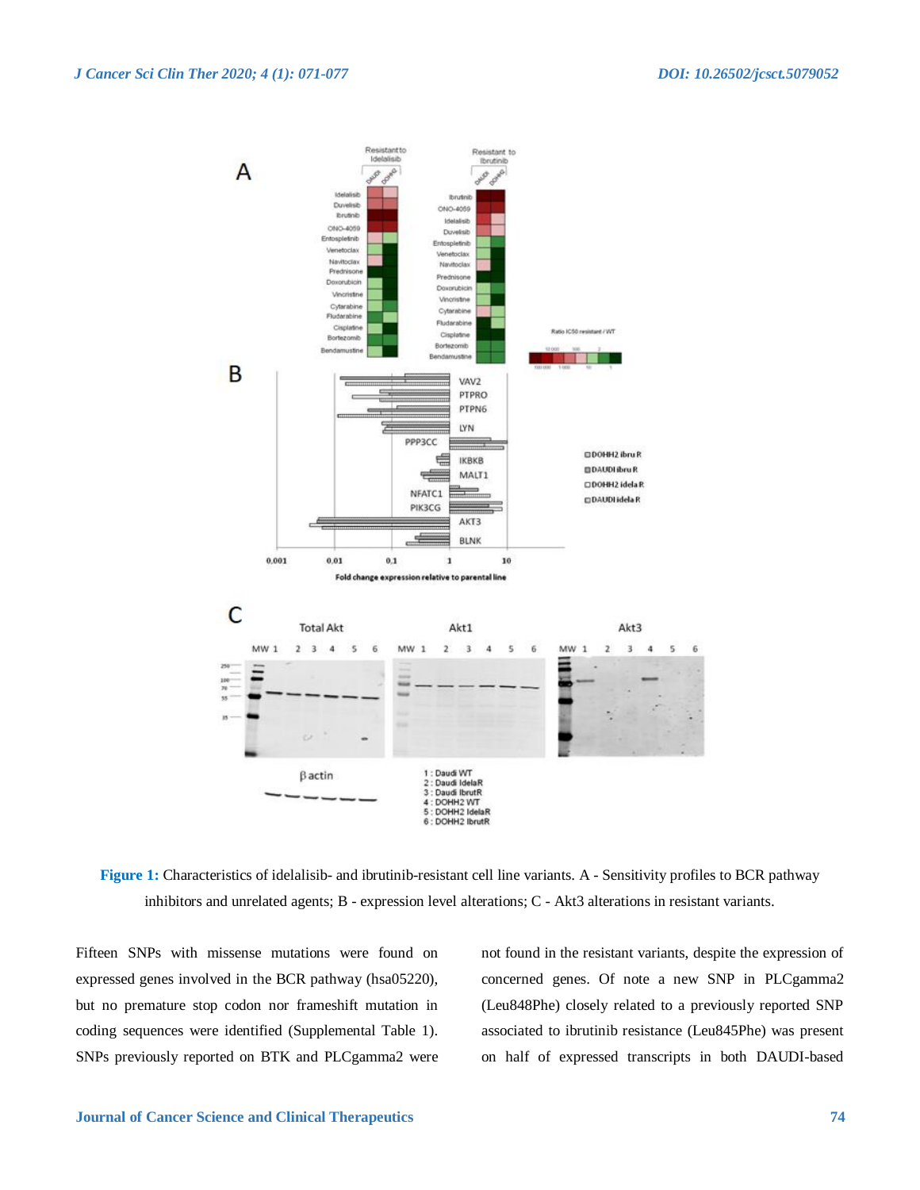**Figure 1:** Characteristics of idelalisib- and ibrutinib-resistant cell line variants. A - Sensitivity profiles to BCR pathway inhibitors and unrelated agents; B - expression level alterations; C - Akt3 alterations in resistant variants.

Fifteen SNPs with missense mutations were found on expressed genes involved in the BCR pathway (hsa05220), but no premature stop codon nor frameshift mutation in coding sequences were identified (Supplemental Table 1). SNPs previously reported on BTK and PLCgamma2 were not found in the resistant variants, despite the expression of concerned genes. Of note a new SNP in PLCgamma2 (Leu848Phe) closely related to a previously reported SNP associated to ibrutinib resistance (Leu845Phe) was present on half of expressed transcripts in both DAUDI-based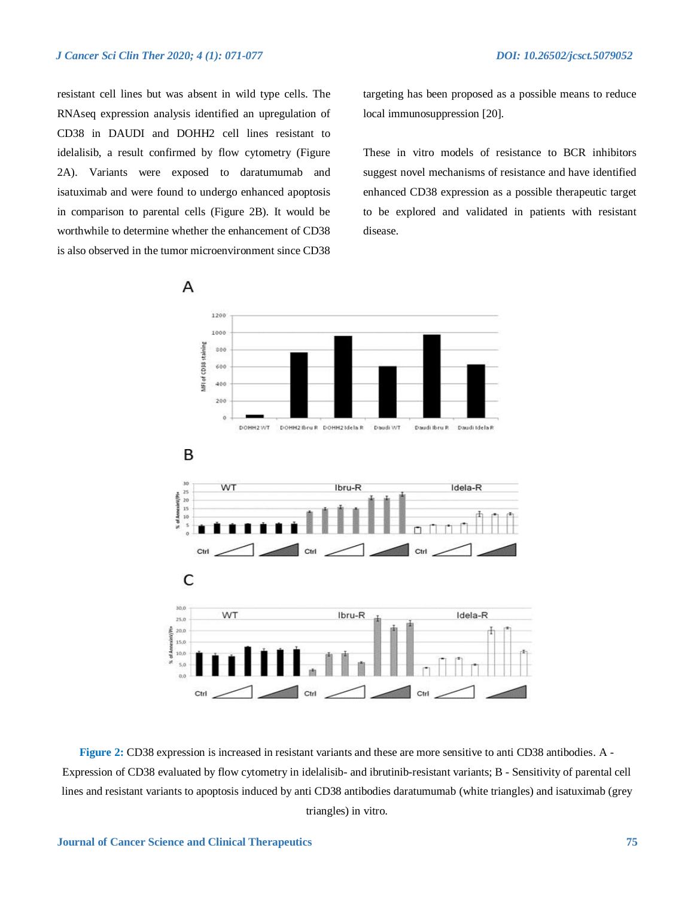resistant cell lines but was absent in wild type cells. The RNAseq expression analysis identified an upregulation of CD38 in DAUDI and DOHH2 cell lines resistant to idelalisib, a result confirmed by flow cytometry (Figure 2A). Variants were exposed to daratumumab and isatuximab and were found to undergo enhanced apoptosis in comparison to parental cells (Figure 2B). It would be worthwhile to determine whether the enhancement of CD38 is also observed in the tumor microenvironment since CD38 targeting has been proposed as a possible means to reduce local immunosuppression [20].

These in vitro models of resistance to BCR inhibitors suggest novel mechanisms of resistance and have identified enhanced CD38 expression as a possible therapeutic target to be explored and validated in patients with resistant disease.

**Figure 2:** CD38 expression is increased in resistant variants and these are more sensitive to anti CD38 antibodies. A - Expression of CD38 evaluated by flow cytometry in idelalisib- and ibrutinib-resistant variants; B - Sensitivity of parental cell lines and resistant variants to apoptosis induced by anti CD38 antibodies daratumumab (white triangles) and isatuximab (grey triangles) in vitro.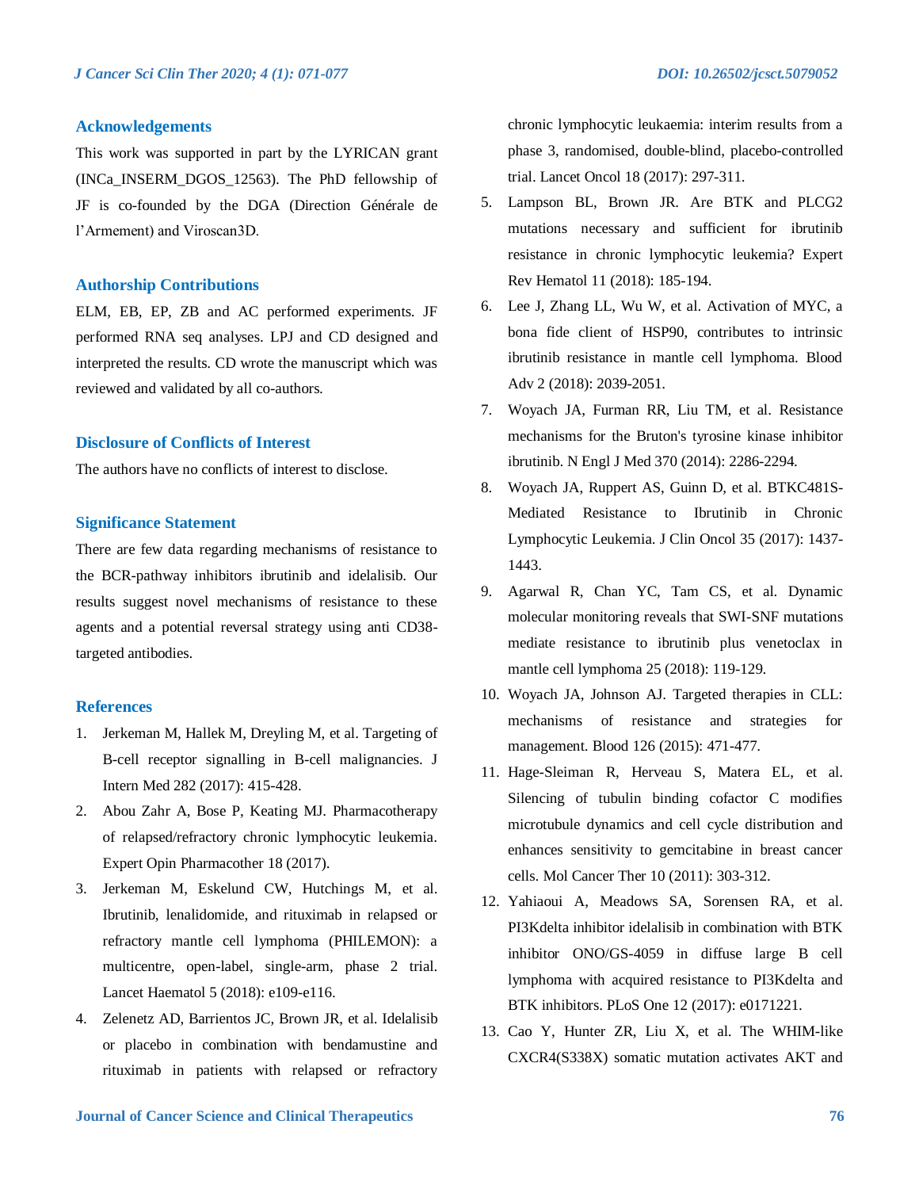## Acknowledgements

This work was supported in part by the LYRICAN grant (INCa_INSERM_DGOS_12563). The PhD fellowship of JF is co-founded by the DGA (Direction Générale de l'Armement) and Viroscan3D.

## Authorship Contributions

ELM, EB, EP, ZB and AC performed experiments. JF performed RNA seq analyses. LPJ and CD designed and interpreted the results. CD wrote the manuscript which was reviewed and validated by all co-authors.

## Disclosure of Conflicts of Interest

The authors have no conflicts of interest to disclose.

## Significance Statement

There are few data regarding mechanisms of resistance to the BCR-pathway inhibitors ibrutinib and idelalisib. Our results suggest novel mechanisms of resistance to these agents and a potential reversal strategy using anti CD38-targeted antibodies.

## References

1. Jerkeman M, Hallek M, Dreyling M, et al. Targeting of B-cell receptor signalling in B-cell malignancies. J Intern Med 282 (2017): 415-428.
2. Abou Zahr A, Bose P, Keating MJ. Pharmacotherapy of relapsed/refractory chronic lymphocytic leukemia. Expert Opin Pharmacother 18 (2017).
3. Jerkeman M, Eskelund CW, Hutchings M, et al. Ibrutinib, lenalidomide, and rituximab in relapsed or refractory mantle cell lymphoma (PHILEMON): a multicentre, open-label, single-arm, phase 2 trial. Lancet Haematol 5 (2018): e109-e116.
4. Zelenetz AD, Barrientos JC, Brown JR, et al. Idelalisib or placebo in combination with bendamustine and rituximab in patients with relapsed or refractory chronic lymphocytic leukaemia: interim results from a phase 3, randomised, double-blind, placebo-controlled trial. Lancet Oncol 18 (2017): 297-311.
5. Lampson BL, Brown JR. Are BTK and PLCG2 mutations necessary and sufficient for ibrutinib resistance in chronic lymphocytic leukemia? Expert Rev Hematol 11 (2018): 185-194.
6. Lee J, Zhang LL, Wu W, et al. Activation of MYC, a bona fide client of HSP90, contributes to intrinsic ibrutinib resistance in mantle cell lymphoma. Blood Adv 2 (2018): 2039-2051.
7. Woyach JA, Furman RR, Liu TM, et al. Resistance mechanisms for the Bruton's tyrosine kinase inhibitor ibrutinib. N Engl J Med 370 (2014): 2286-2294.
8. Woyach JA, Ruppert AS, Guinn D, et al. BTKC481S-Mediated Resistance to Ibrutinib in Chronic Lymphocytic Leukemia. J Clin Oncol 35 (2017): 1437-1443.
9. Agarwal R, Chan YC, Tam CS, et al. Dynamic molecular monitoring reveals that SWI-SNF mutations mediate resistance to ibrutinib plus venetoclax in mantle cell lymphoma 25 (2018): 119-129.
10. Woyach JA, Johnson AJ. Targeted therapies in CLL: mechanisms of resistance and strategies for management. Blood 126 (2015): 471-477.
11. Hage-Sleiman R, Herveau S, Matera EL, et al. Silencing of tubulin binding cofactor C modifies microtubule dynamics and cell cycle distribution and enhances sensitivity to gemcitabine in breast cancer cells. Mol Cancer Ther 10 (2011): 303-312.
12. Yahiaoui A, Meadows SA, Sorensen RA, et al. PI3Kdelta inhibitor idelalisib in combination with BTK inhibitor ONO/GS-4059 in diffuse large B cell lymphoma with acquired resistance to PI3Kdelta and BTK inhibitors. PLoS One 12 (2017): e0171221.
13. Cao Y, Hunter ZR, Liu X, et al. The WHIM-like CXCR4(S338X) somatic mutation activates AKT and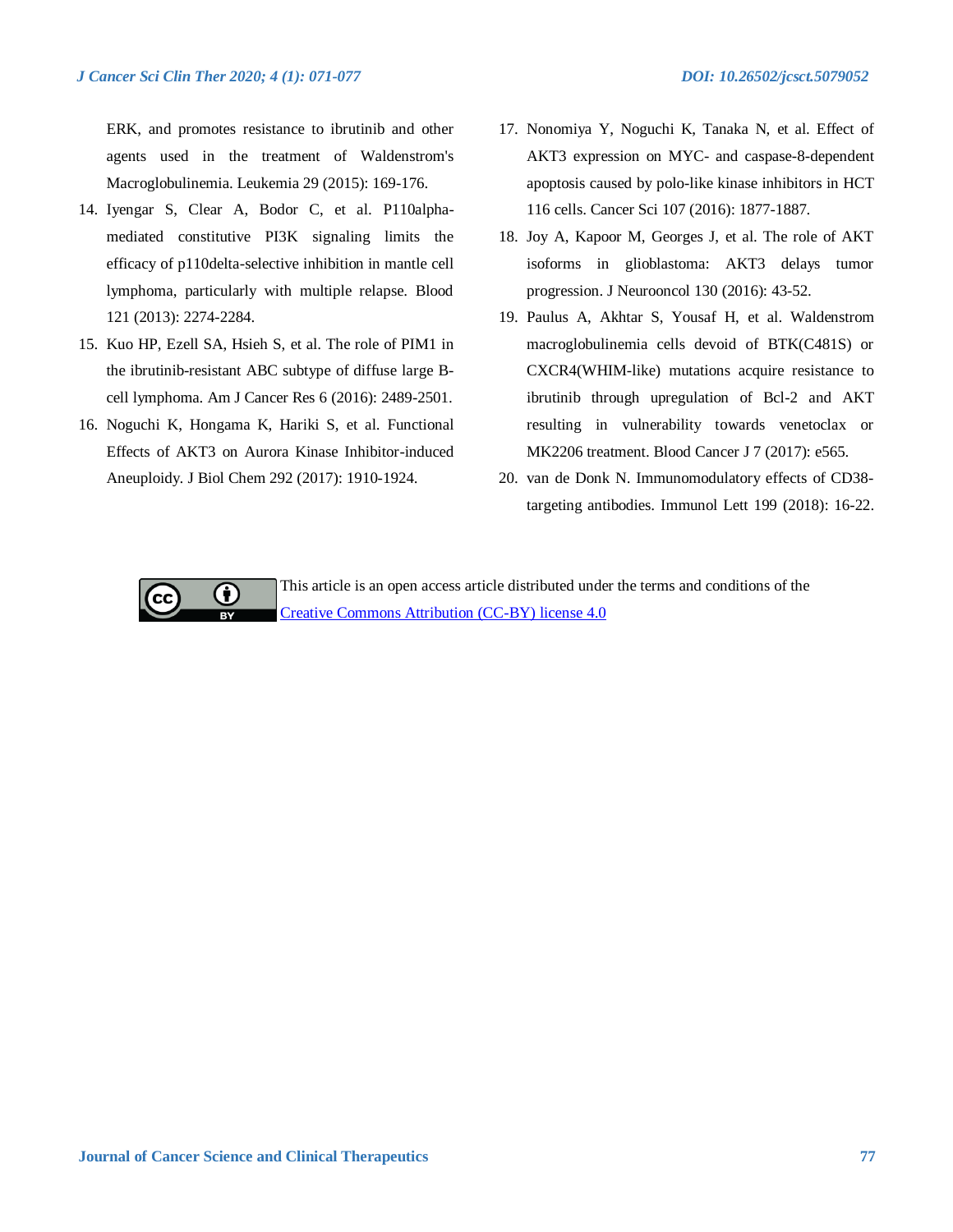ERK, and promotes resistance to ibrutinib and other agents used in the treatment of Waldenstrom's Macroglobulinemia. Leukemia 29 (2015): 169-176.

14. Iyengar S, Clear A, Bodor C, et al. P110alpha-mediated constitutive PI3K signaling limits the efficacy of p110delta-selective inhibition in mantle cell lymphoma, particularly with multiple relapse. Blood 121 (2013): 2274-2284.
15. Kuo HP, Ezell SA, Hsieh S, et al. The role of PIM1 in the ibrutinib-resistant ABC subtype of diffuse large B-cell lymphoma. Am J Cancer Res 6 (2016): 2489-2501.
16. Noguchi K, Hongama K, Hariki S, et al. Functional Effects of AKT3 on Aurora Kinase Inhibitor-induced Aneuploidy. J Biol Chem 292 (2017): 1910-1924.
17. Nonomiya Y, Noguchi K, Tanaka N, et al. Effect of AKT3 expression on MYC- and caspase-8-dependent apoptosis caused by polo-like kinase inhibitors in HCT 116 cells. Cancer Sci 107 (2016): 1877-1887.
18. Joy A, Kapoor M, Georges J, et al. The role of AKT isoforms in glioblastoma: AKT3 delays tumor progression. J Neurooncol 130 (2016): 43-52.
19. Paulus A, Akhtar S, Yousaf H, et al. Waldenstrom macroglobulinemia cells devoid of BTK(C481S) or CXCR4(WHIM-like) mutations acquire resistance to ibrutinib through upregulation of Bcl-2 and AKT resulting in vulnerability towards venetoclax or MK2206 treatment. Blood Cancer J 7 (2017): e565.
20. van de Donk N. Immunomodulatory effects of CD38-targeting antibodies. Immunol Lett 199 (2018): 16-22.

This article is an open access article distributed under the terms and conditions of the Creative Commons Attribution (CC-BY) license 4.0